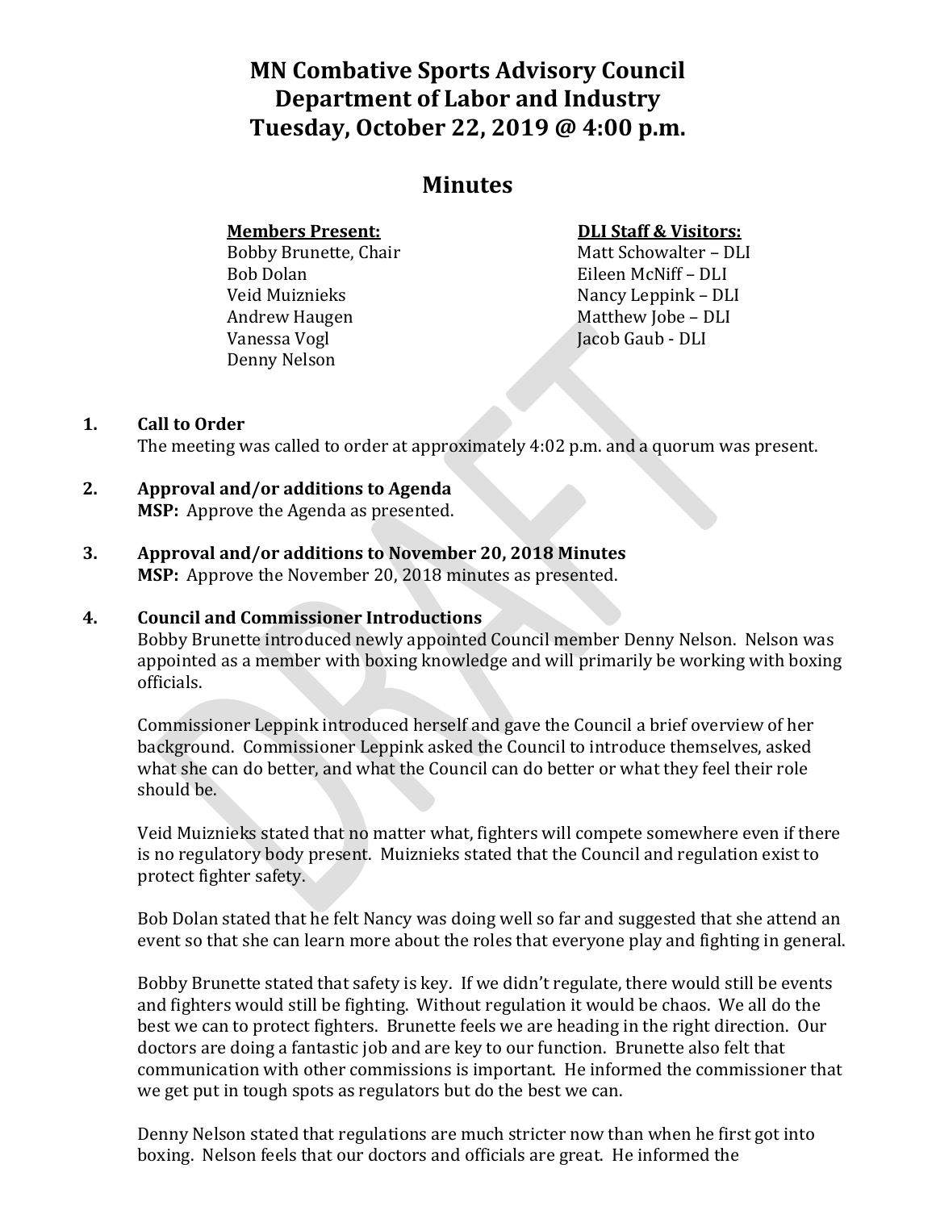# MN Combative Sports Advisory Council
# Department of Labor and Industry
# Tuesday, October 22, 2019 @ 4:00 p.m.

## Minutes

| **Members Present:** | **DLI Staff & Visitors:** |
|---|---|
| Bobby Brunette, Chair | Matt Schowalter – DLI |
| Bob Dolan | Eileen McNiff – DLI |
| Veid Muiznieks | Nancy Leppink – DLI |
| Andrew Haugen | Matthew Jobe – DLI |
| Vanessa Vogl | Jacob Gaub - DLI |
| Denny Nelson | |

1. **Call to Order**
   The meeting was called to order at approximately 4:02 p.m. and a quorum was present.

2. **Approval and/or additions to Agenda**
   **MSP:** Approve the Agenda as presented.

3. **Approval and/or additions to November 20, 2018 Minutes**
   **MSP:** Approve the November 20, 2018 minutes as presented.

4. **Council and Commissioner Introductions**
   Bobby Brunette introduced newly appointed Council member Denny Nelson. Nelson was appointed as a member with boxing knowledge and will primarily be working with boxing officials.

   Commissioner Leppink introduced herself and gave the Council a brief overview of her background. Commissioner Leppink asked the Council to introduce themselves, asked what she can do better, and what the Council can do better or what they feel their role should be.

   Veid Muiznieks stated that no matter what, fighters will compete somewhere even if there is no regulatory body present. Muiznieks stated that the Council and regulation exist to protect fighter safety.

   Bob Dolan stated that he felt Nancy was doing well so far and suggested that she attend an event so that she can learn more about the roles that everyone play and fighting in general.

   Bobby Brunette stated that safety is key. If we didn't regulate, there would still be events and fighters would still be fighting. Without regulation it would be chaos. We all do the best we can to protect fighters. Brunette feels we are heading in the right direction. Our doctors are doing a fantastic job and are key to our function. Brunette also felt that communication with other commissions is important. He informed the commissioner that we get put in tough spots as regulators but do the best we can.

   Denny Nelson stated that regulations are much stricter now than when he first got into boxing. Nelson feels that our doctors and officials are great. He informed the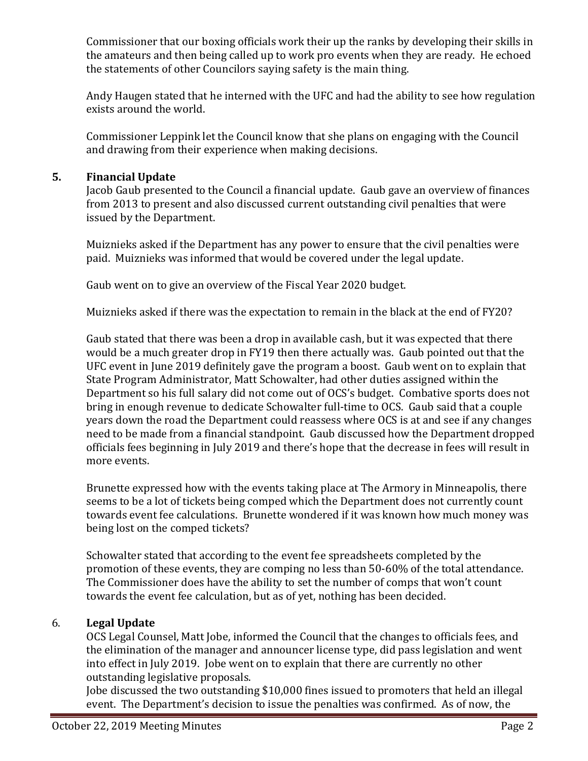Commissioner that our boxing officials work their up the ranks by developing their skills in the amateurs and then being called up to work pro events when they are ready. He echoed the statements of other Councilors saying safety is the main thing.

Andy Haugen stated that he interned with the UFC and had the ability to see how regulation exists around the world.

Commissioner Leppink let the Council know that she plans on engaging with the Council and drawing from their experience when making decisions.

## 5. Financial Update

Jacob Gaub presented to the Council a financial update. Gaub gave an overview of finances from 2013 to present and also discussed current outstanding civil penalties that were issued by the Department.

Muiznieks asked if the Department has any power to ensure that the civil penalties were paid. Muiznieks was informed that would be covered under the legal update.

Gaub went on to give an overview of the Fiscal Year 2020 budget.

Muiznieks asked if there was the expectation to remain in the black at the end of FY20?

Gaub stated that there was been a drop in available cash, but it was expected that there would be a much greater drop in FY19 then there actually was. Gaub pointed out that the UFC event in June 2019 definitely gave the program a boost. Gaub went on to explain that State Program Administrator, Matt Schowalter, had other duties assigned within the Department so his full salary did not come out of OCS's budget. Combative sports does not bring in enough revenue to dedicate Schowalter full-time to OCS. Gaub said that a couple years down the road the Department could reassess where OCS is at and see if any changes need to be made from a financial standpoint. Gaub discussed how the Department dropped officials fees beginning in July 2019 and there's hope that the decrease in fees will result in more events.

Brunette expressed how with the events taking place at The Armory in Minneapolis, there seems to be a lot of tickets being comped which the Department does not currently count towards event fee calculations. Brunette wondered if it was known how much money was being lost on the comped tickets?

Schowalter stated that according to the event fee spreadsheets completed by the promotion of these events, they are comping no less than 50-60% of the total attendance. The Commissioner does have the ability to set the number of comps that won't count towards the event fee calculation, but as of yet, nothing has been decided.

## 6. Legal Update

OCS Legal Counsel, Matt Jobe, informed the Council that the changes to officials fees, and the elimination of the manager and announcer license type, did pass legislation and went into effect in July 2019. Jobe went on to explain that there are currently no other outstanding legislative proposals.

Jobe discussed the two outstanding $10,000 fines issued to promoters that held an illegal event. The Department's decision to issue the penalties was confirmed. As of now, the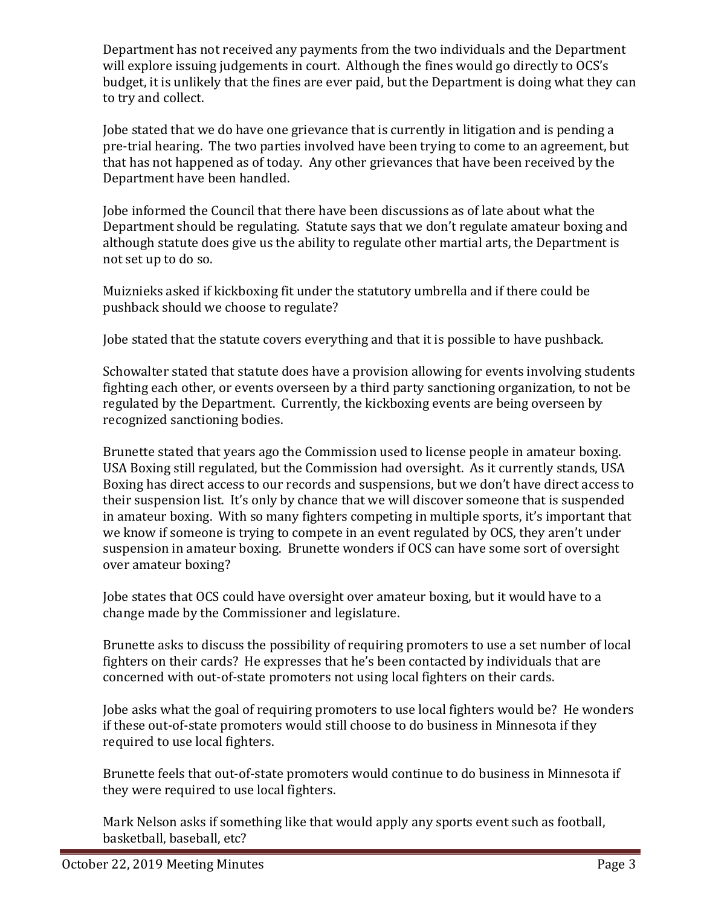Department has not received any payments from the two individuals and the Department will explore issuing judgements in court. Although the fines would go directly to OCS's budget, it is unlikely that the fines are ever paid, but the Department is doing what they can to try and collect.

Jobe stated that we do have one grievance that is currently in litigation and is pending a pre-trial hearing. The two parties involved have been trying to come to an agreement, but that has not happened as of today. Any other grievances that have been received by the Department have been handled.

Jobe informed the Council that there have been discussions as of late about what the Department should be regulating. Statute says that we don't regulate amateur boxing and although statute does give us the ability to regulate other martial arts, the Department is not set up to do so.

Muiznieks asked if kickboxing fit under the statutory umbrella and if there could be pushback should we choose to regulate?

Jobe stated that the statute covers everything and that it is possible to have pushback.

Schowalter stated that statute does have a provision allowing for events involving students fighting each other, or events overseen by a third party sanctioning organization, to not be regulated by the Department. Currently, the kickboxing events are being overseen by recognized sanctioning bodies.

Brunette stated that years ago the Commission used to license people in amateur boxing. USA Boxing still regulated, but the Commission had oversight. As it currently stands, USA Boxing has direct access to our records and suspensions, but we don't have direct access to their suspension list. It's only by chance that we will discover someone that is suspended in amateur boxing. With so many fighters competing in multiple sports, it's important that we know if someone is trying to compete in an event regulated by OCS, they aren't under suspension in amateur boxing. Brunette wonders if OCS can have some sort of oversight over amateur boxing?

Jobe states that OCS could have oversight over amateur boxing, but it would have to a change made by the Commissioner and legislature.

Brunette asks to discuss the possibility of requiring promoters to use a set number of local fighters on their cards? He expresses that he's been contacted by individuals that are concerned with out-of-state promoters not using local fighters on their cards.

Jobe asks what the goal of requiring promoters to use local fighters would be? He wonders if these out-of-state promoters would still choose to do business in Minnesota if they required to use local fighters.

Brunette feels that out-of-state promoters would continue to do business in Minnesota if they were required to use local fighters.

Mark Nelson asks if something like that would apply any sports event such as football, basketball, baseball, etc?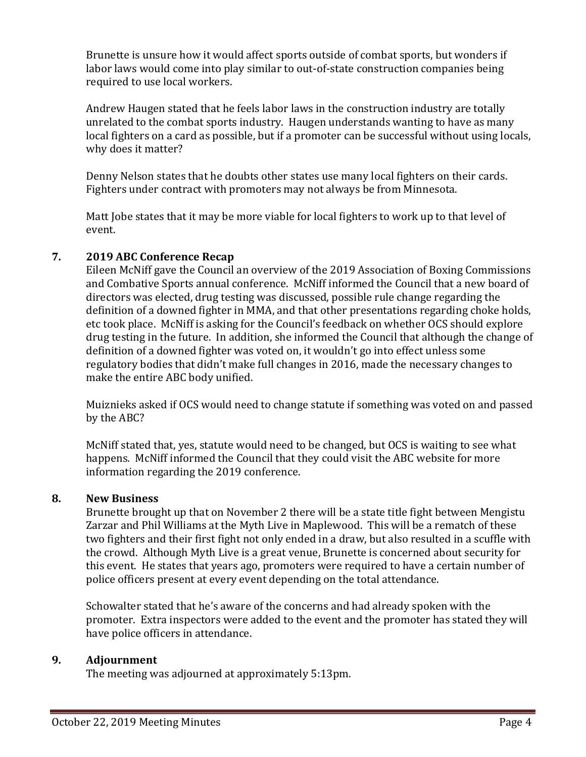Brunette is unsure how it would affect sports outside of combat sports, but wonders if labor laws would come into play similar to out-of-state construction companies being required to use local workers.

Andrew Haugen stated that he feels labor laws in the construction industry are totally unrelated to the combat sports industry. Haugen understands wanting to have as many local fighters on a card as possible, but if a promoter can be successful without using locals, why does it matter?

Denny Nelson states that he doubts other states use many local fighters on their cards. Fighters under contract with promoters may not always be from Minnesota.

Matt Jobe states that it may be more viable for local fighters to work up to that level of event.

## 7. 2019 ABC Conference Recap

Eileen McNiff gave the Council an overview of the 2019 Association of Boxing Commissions and Combative Sports annual conference. McNiff informed the Council that a new board of directors was elected, drug testing was discussed, possible rule change regarding the definition of a downed fighter in MMA, and that other presentations regarding choke holds, etc took place. McNiff is asking for the Council's feedback on whether OCS should explore drug testing in the future. In addition, she informed the Council that although the change of definition of a downed fighter was voted on, it wouldn't go into effect unless some regulatory bodies that didn't make full changes in 2016, made the necessary changes to make the entire ABC body unified.

Muiznieks asked if OCS would need to change statute if something was voted on and passed by the ABC?

McNiff stated that, yes, statute would need to be changed, but OCS is waiting to see what happens. McNiff informed the Council that they could visit the ABC website for more information regarding the 2019 conference.

## 8. New Business

Brunette brought up that on November 2 there will be a state title fight between Mengistu Zarzar and Phil Williams at the Myth Live in Maplewood. This will be a rematch of these two fighters and their first fight not only ended in a draw, but also resulted in a scuffle with the crowd. Although Myth Live is a great venue, Brunette is concerned about security for this event. He states that years ago, promoters were required to have a certain number of police officers present at every event depending on the total attendance.

Schowalter stated that he's aware of the concerns and had already spoken with the promoter. Extra inspectors were added to the event and the promoter has stated they will have police officers in attendance.

## 9. Adjournment

The meeting was adjourned at approximately 5:13pm.